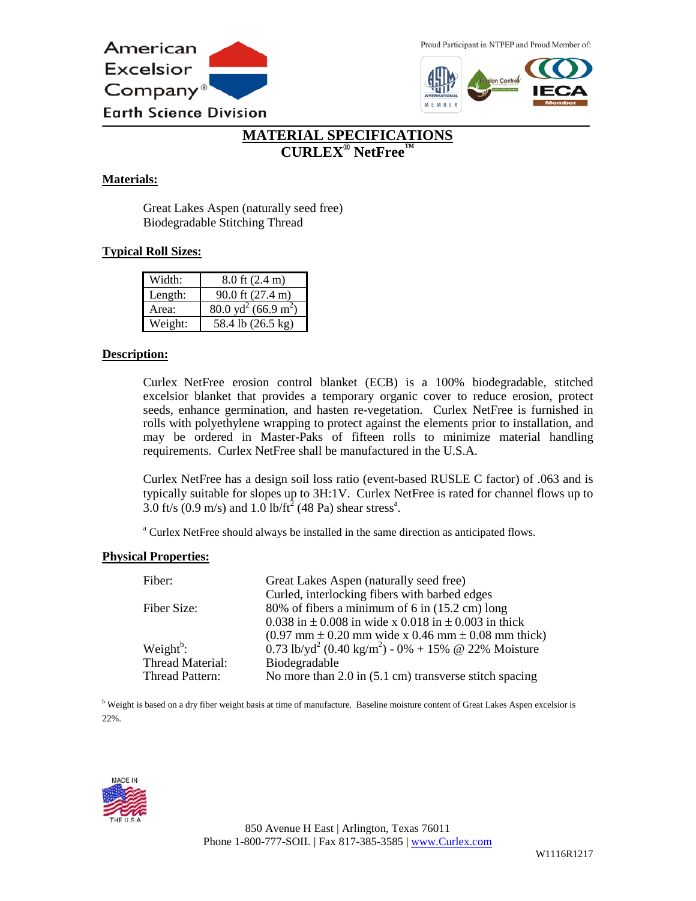American Excelsior Company®
Earth Science Division

Proud Participant in NTPEP and Proud Member of:

# MATERIAL SPECIFICATIONS
## CURLEX® NetFree™

**Materials:**

Great Lakes Aspen (naturally seed free)
Biodegradable Stitching Thread

**Typical Roll Sizes:**

| | |
|---|---|
| Width: | 8.0 ft (2.4 m) |
| Length: | 90.0 ft (27.4 m) |
| Area: | 80.0 $yd^2$ (66.9 $m^2$) |
| Weight: | 58.4 lb (26.5 kg) |

**Description:**

Curlex NetFree erosion control blanket (ECB) is a 100% biodegradable, stitched excelsior blanket that provides a temporary organic cover to reduce erosion, protect seeds, enhance germination, and hasten re-vegetation. Curlex NetFree is furnished in rolls with polyethylene wrapping to protect against the elements prior to installation, and may be ordered in Master-Paks of fifteen rolls to minimize material handling requirements. Curlex NetFree shall be manufactured in the U.S.A.

Curlex NetFree has a design soil loss ratio (event-based RUSLE C factor) of .063 and is typically suitable for slopes up to 3H:1V. Curlex NetFree is rated for channel flows up to 3.0 ft/s (0.9 m/s) and 1.0 lb/$ft^2$ (48 Pa) shear stress[a].

[a] Curlex NetFree should always be installed in the same direction as anticipated flows.

**Physical Properties:**

| | |
|---|---|
| Fiber: | Great Lakes Aspen (naturally seed free)<br>Curled, interlocking fibers with barbed edges |
| Fiber Size: | 80% of fibers a minimum of 6 in (15.2 cm) long<br>0.038 in ± 0.008 in wide x 0.018 in ± 0.003 in thick<br>(0.97 mm ± 0.20 mm wide x 0.46 mm ± 0.08 mm thick) |
| Weight[b]: | 0.73 lb/$yd^2$ (0.40 kg/$m^2$) - 0% + 15% @ 22% Moisture |
| Thread Material: | Biodegradable |
| Thread Pattern: | No more than 2.0 in (5.1 cm) transverse stitch spacing |

[b] Weight is based on a dry fiber weight basis at time of manufacture. Baseline moisture content of Great Lakes Aspen excelsior is 22%.

MADE IN THE U.S.A

850 Avenue H East | Arlington, Texas 76011
Phone 1-800-777-SOIL | Fax 817-385-3585 | www.Curlex.com

W1116R1217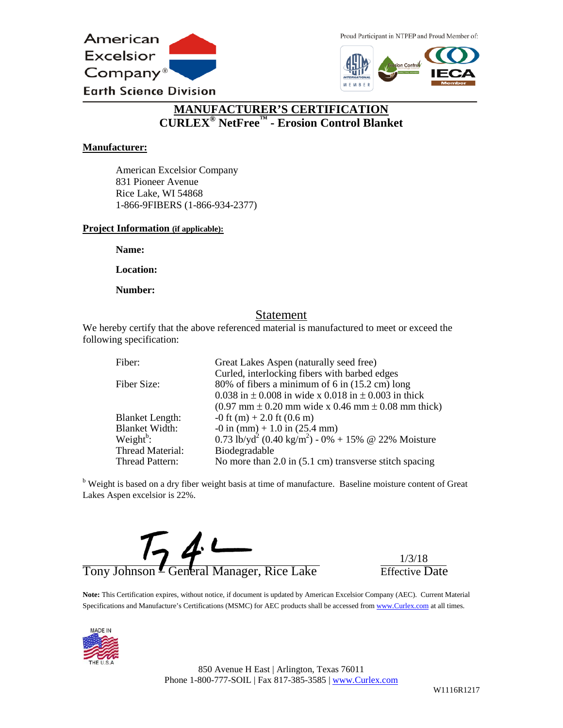American Excelsior Company®
Earth Science Division

Proud Participant in NTPEP and Proud Member of:

# MANUFACTURER'S CERTIFICATION
## CURLEX® NetFree™ - Erosion Control Blanket

**Manufacturer:**

American Excelsior Company
831 Pioneer Avenue
Rice Lake, WI 54868
1-866-9FIBERS (1-866-934-2377)

**Project Information (if applicable):**

**Name:**

**Location:**

**Number:**

## Statement

We hereby certify that the above referenced material is manufactured to meet or exceed the following specification:

| | |
|---|---|
| Fiber: | Great Lakes Aspen (naturally seed free)<br>Curled, interlocking fibers with barbed edges |
| Fiber Size: | 80% of fibers a minimum of 6 in (15.2 cm) long<br>0.038 in ± 0.008 in wide x 0.018 in ± 0.003 in thick<br>(0.97 mm ± 0.20 mm wide x 0.46 mm ± 0.08 mm thick) |
| Blanket Length: | -0 ft (m) + 2.0 ft (0.6 m) |
| Blanket Width: | -0 in (mm) + 1.0 in (25.4 mm) |
| Weight[b]: | 0.73 lb/yd$^2$ (0.40 kg/m$^2$) - 0% + 15% @ 22% Moisture |
| Thread Material: | Biodegradable |
| Thread Pattern: | No more than 2.0 in (5.1 cm) transverse stitch spacing |

[b] Weight is based on a dry fiber weight basis at time of manufacture. Baseline moisture content of Great Lakes Aspen excelsior is 22%.

Tony Johnson – General Manager, Rice Lake

1/3/18
Effective Date

**Note:** This Certification expires, without notice, if document is updated by American Excelsior Company (AEC). Current Material Specifications and Manufacture's Certifications (MSMC) for AEC products shall be accessed from www.Curlex.com at all times.

MADE IN THE U.S.A

850 Avenue H East | Arlington, Texas 76011
Phone 1-800-777-SOIL | Fax 817-385-3585 | www.Curlex.com

W1116R1217